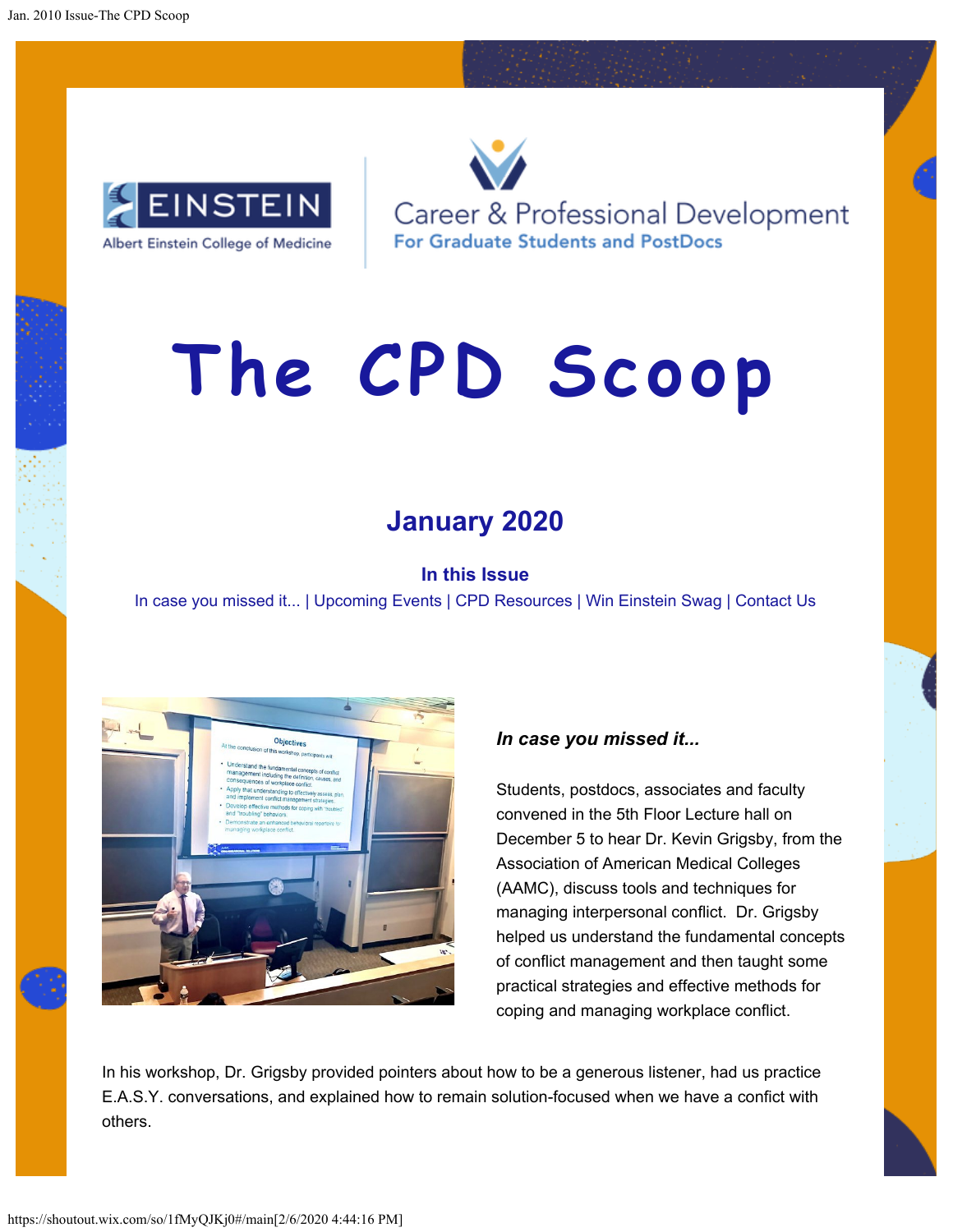Einstein — Albert Einstein College of Medicine

Career & Professional Development
For Graduate Students and PostDocs

# The CPD Scoop

## January 2020

### In this Issue

In case you missed it... | Upcoming Events | CPD Resources | Win Einstein Swag | Contact Us

***In case you missed it...***

Students, postdocs, associates and faculty convened in the 5th Floor Lecture hall on December 5 to hear Dr. Kevin Grigsby, from the Association of American Medical Colleges (AAMC), discuss tools and techniques for managing interpersonal conflict. Dr. Grigsby helped us understand the fundamental concepts of conflict management and then taught some practical strategies and effective methods for coping and managing workplace conflict.

In his workshop, Dr. Grigsby provided pointers about how to be a generous listener, had us practice E.A.S.Y. conversations, and explained how to remain solution-focused when we have a confict with others.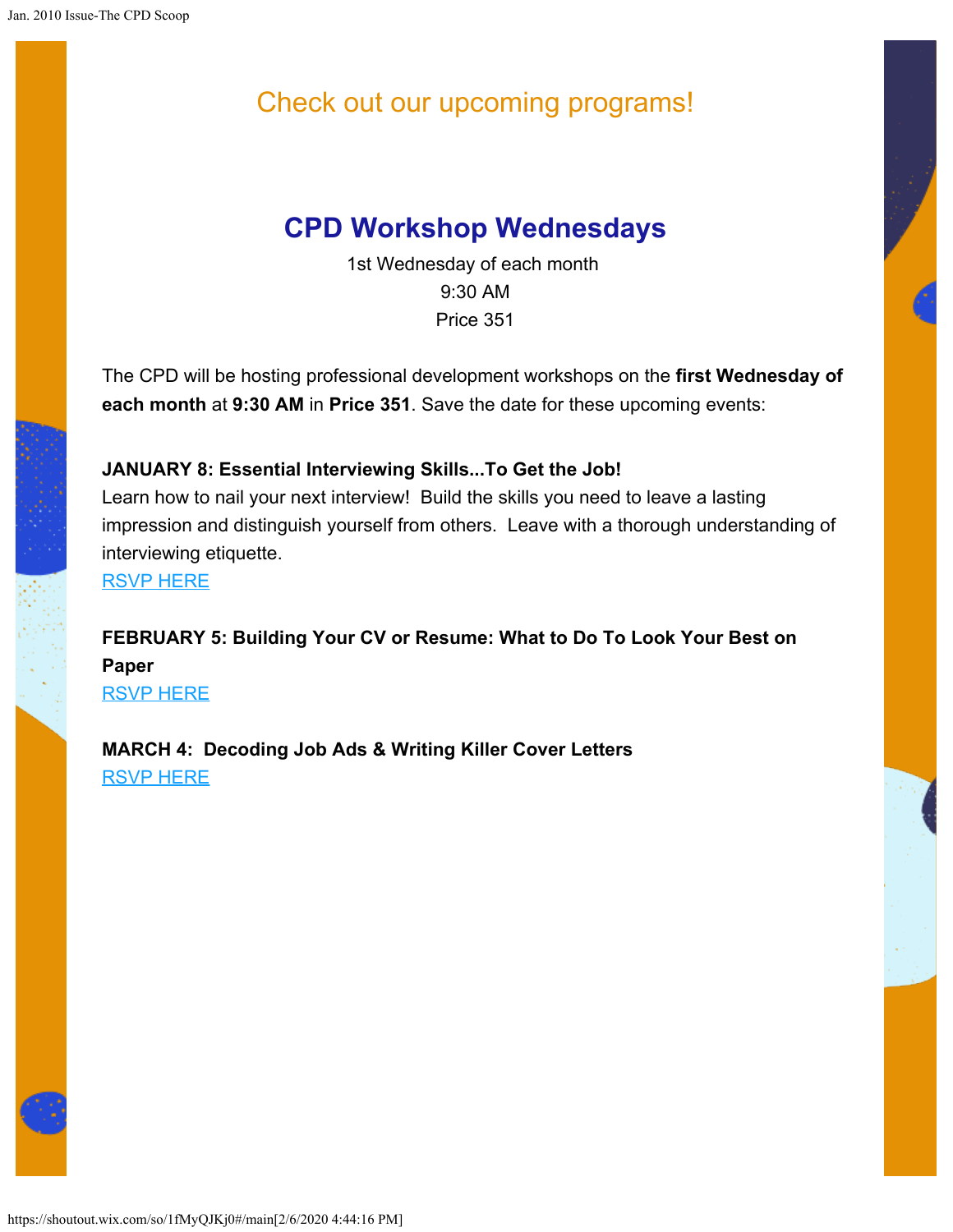## Check out our upcoming programs!

## CPD Workshop Wednesdays

1st Wednesday of each month
9:30 AM
Price 351

The CPD will be hosting professional development workshops on the **first Wednesday of each month** at **9:30 AM** in **Price 351**. Save the date for these upcoming events:

**JANUARY 8: Essential Interviewing Skills...To Get the Job!**
Learn how to nail your next interview! Build the skills you need to leave a lasting impression and distinguish yourself from others. Leave with a thorough understanding of interviewing etiquette.
RSVP HERE

**FEBRUARY 5: Building Your CV or Resume: What to Do To Look Your Best on Paper**
RSVP HERE

**MARCH 4: Decoding Job Ads & Writing Killer Cover Letters**
RSVP HERE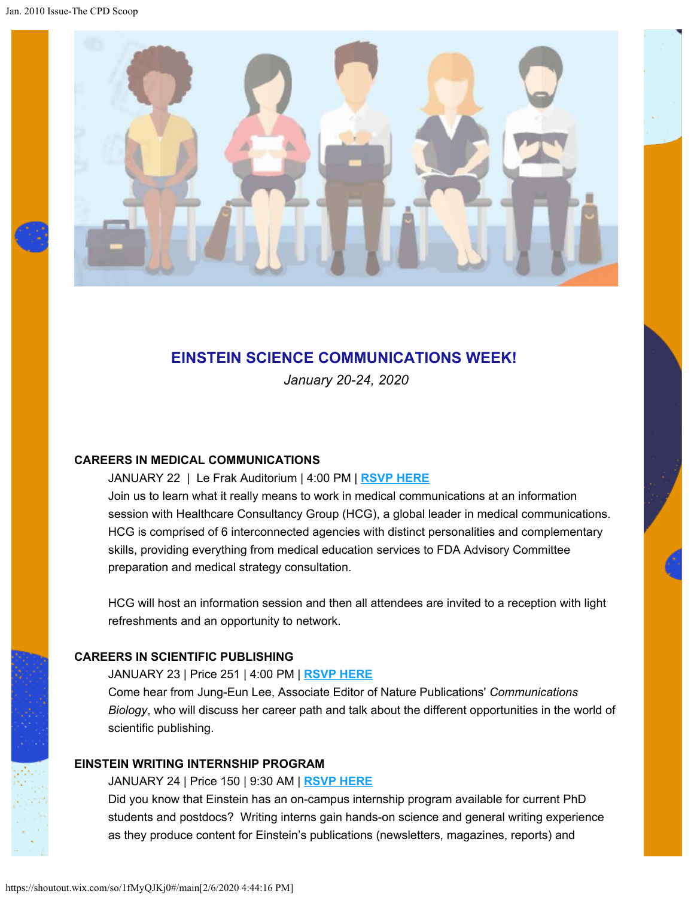## EINSTEIN SCIENCE COMMUNICATIONS WEEK!

*January 20-24, 2020*

### CAREERS IN MEDICAL COMMUNICATIONS

JANUARY 22 | Le Frak Auditorium | 4:00 PM | **RSVP HERE**

Join us to learn what it really means to work in medical communications at an information session with Healthcare Consultancy Group (HCG), a global leader in medical communications. HCG is comprised of 6 interconnected agencies with distinct personalities and complementary skills, providing everything from medical education services to FDA Advisory Committee preparation and medical strategy consultation.

HCG will host an information session and then all attendees are invited to a reception with light refreshments and an opportunity to network.

### CAREERS IN SCIENTIFIC PUBLISHING

JANUARY 23 | Price 251 | 4:00 PM | **RSVP HERE**

Come hear from Jung-Eun Lee, Associate Editor of Nature Publications' *Communications Biology*, who will discuss her career path and talk about the different opportunities in the world of scientific publishing.

### EINSTEIN WRITING INTERNSHIP PROGRAM

JANUARY 24 | Price 150 | 9:30 AM | **RSVP HERE**

Did you know that Einstein has an on-campus internship program available for current PhD students and postdocs? Writing interns gain hands-on science and general writing experience as they produce content for Einstein's publications (newsletters, magazines, reports) and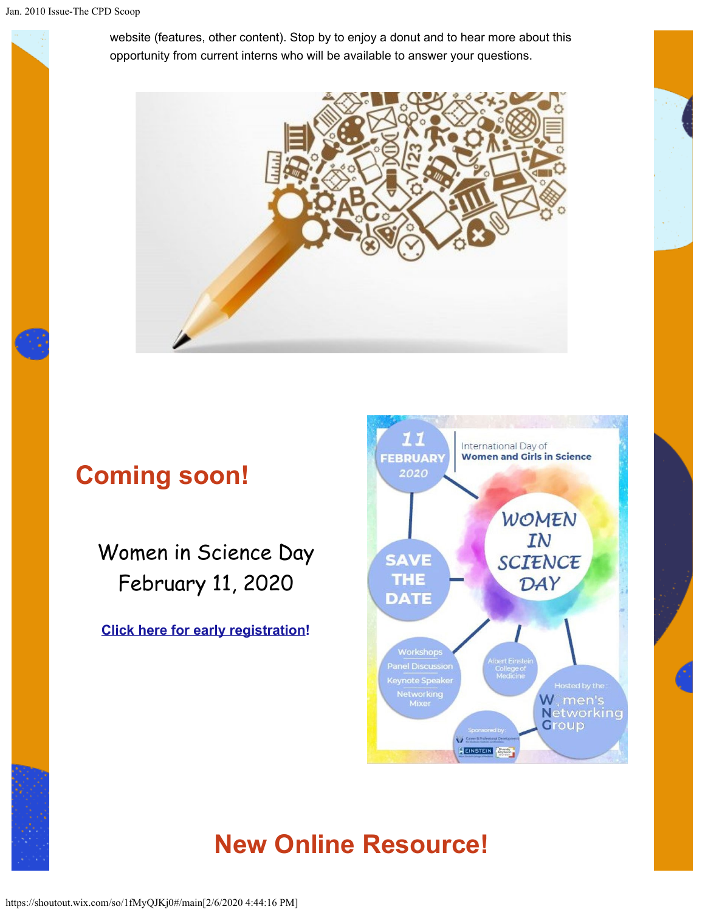website (features, other content). Stop by to enjoy a donut and to hear more about this opportunity from current interns who will be available to answer your questions.

## Coming soon!

Women in Science Day
February 11, 2020

[Click here for early registration!]

## New Online Resource!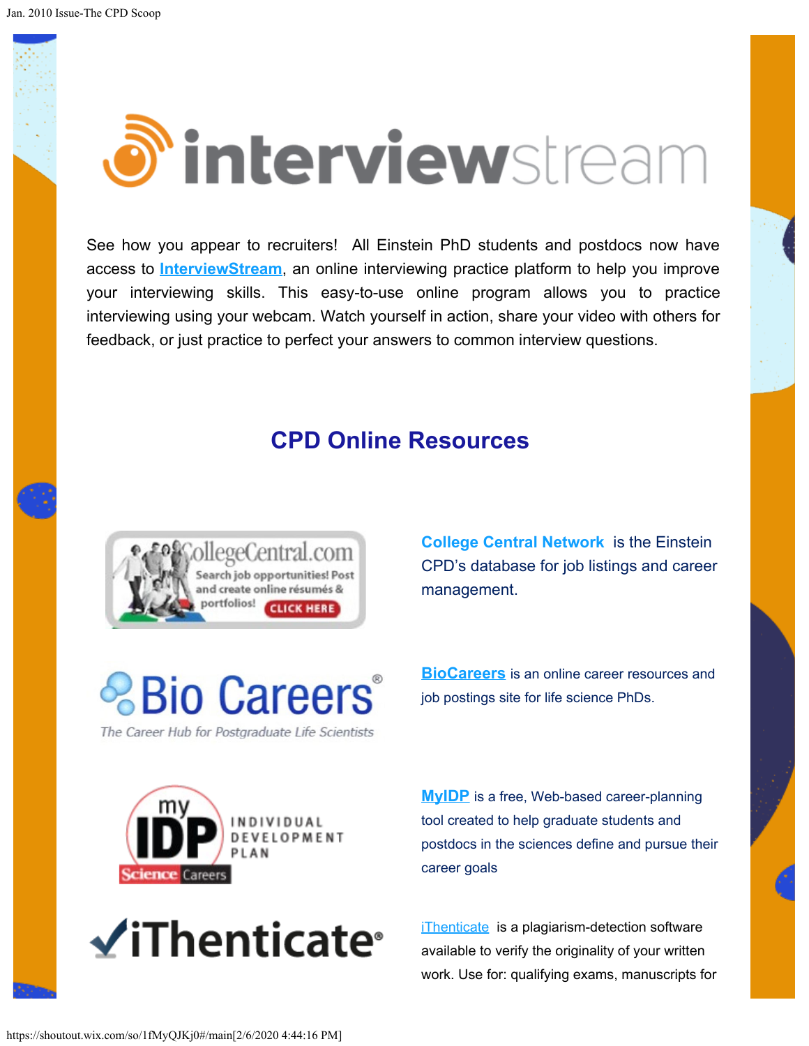See how you appear to recruiters! All Einstein PhD students and postdocs now have access to **InterviewStream**, an online interviewing practice platform to help you improve your interviewing skills. This easy-to-use online program allows you to practice interviewing using your webcam. Watch yourself in action, share your video with others for feedback, or just practice to perfect your answers to common interview questions.

## CPD Online Resources

**College Central Network** is the Einstein CPD's database for job listings and career management.

**BioCareers** is an online career resources and job postings site for life science PhDs.

**MyIDP** is a free, Web-based career-planning tool created to help graduate students and postdocs in the sciences define and pursue their career goals

iThenticate is a plagiarism-detection software available to verify the originality of your written work. Use for: qualifying exams, manuscripts for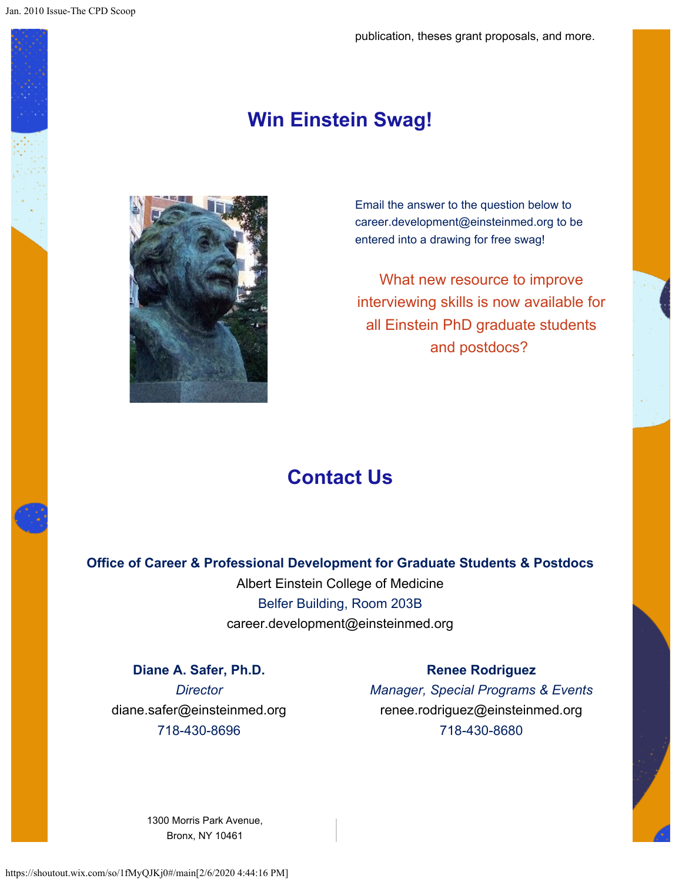publication, theses grant proposals, and more.

## Win Einstein Swag!

Email the answer to the question below to career.development@einsteinmed.org to be entered into a drawing for free swag!

What new resource to improve interviewing skills is now available for all Einstein PhD graduate students and postdocs?

## Contact Us

**Office of Career & Professional Development for Graduate Students & Postdocs**
Albert Einstein College of Medicine
Belfer Building, Room 203B
career.development@einsteinmed.org

**Diane A. Safer, Ph.D.**
*Director*
diane.safer@einsteinmed.org
718-430-8696

**Renee Rodriguez**
*Manager, Special Programs & Events*
renee.rodriguez@einsteinmed.org
718-430-8680

1300 Morris Park Avenue,
Bronx, NY 10461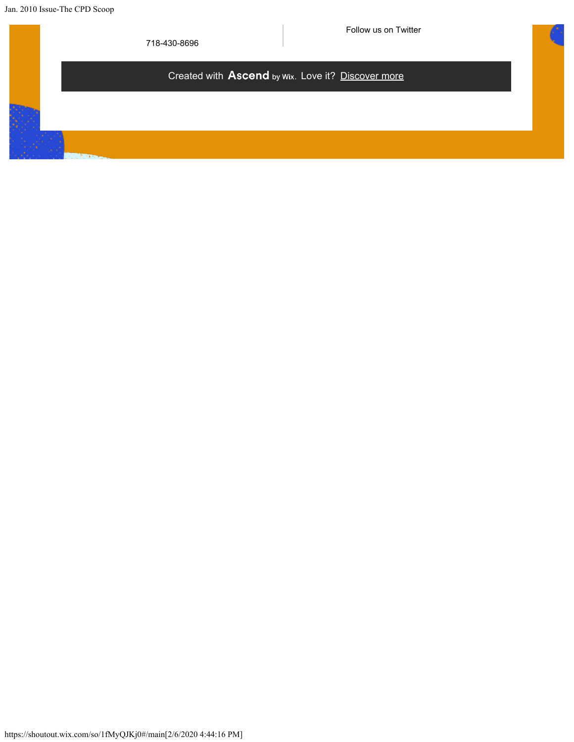718-430-8696

Follow us on Twitter

Created with Ascend by Wix. Love it? Discover more